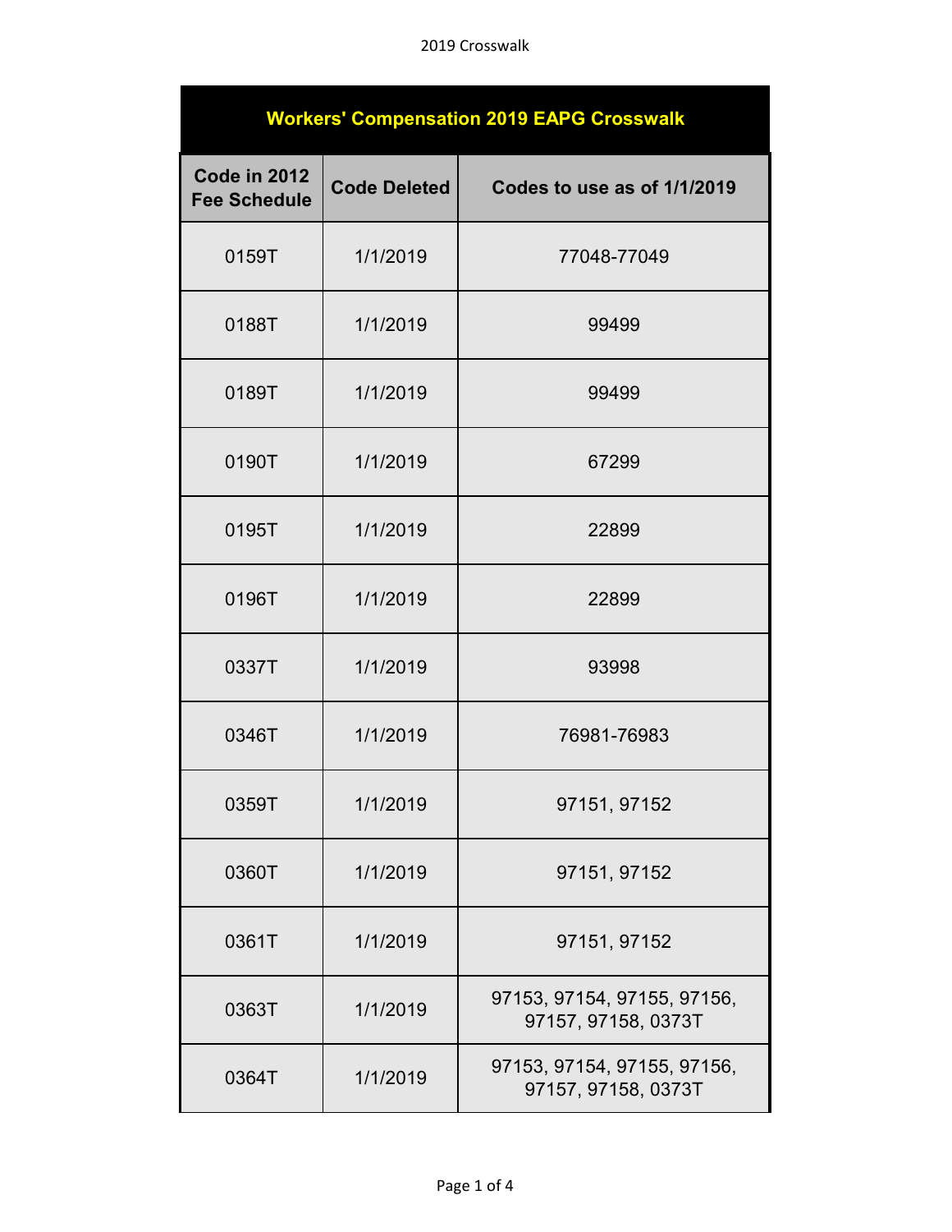# Workers' Compensation 2019 EAPG Crosswalk

| Code in 2012 Fee Schedule | Code Deleted | Codes to use as of 1/1/2019 |
|---|---|---|
| 0159T | 1/1/2019 | 77048-77049 |
| 0188T | 1/1/2019 | 99499 |
| 0189T | 1/1/2019 | 99499 |
| 0190T | 1/1/2019 | 67299 |
| 0195T | 1/1/2019 | 22899 |
| 0196T | 1/1/2019 | 22899 |
| 0337T | 1/1/2019 | 93998 |
| 0346T | 1/1/2019 | 76981-76983 |
| 0359T | 1/1/2019 | 97151, 97152 |
| 0360T | 1/1/2019 | 97151, 97152 |
| 0361T | 1/1/2019 | 97151, 97152 |
| 0363T | 1/1/2019 | 97153, 97154, 97155, 97156, 97157, 97158, 0373T |
| 0364T | 1/1/2019 | 97153, 97154, 97155, 97156, 97157, 97158, 0373T |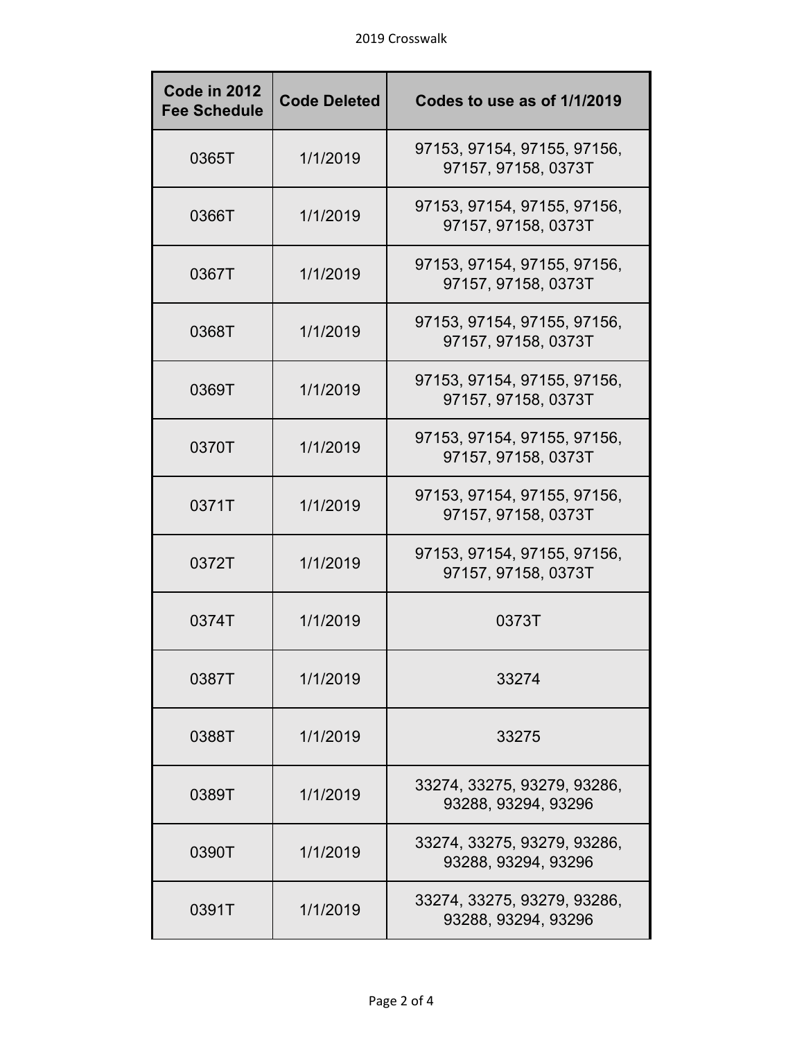| Code in 2012 Fee Schedule | Code Deleted | Codes to use as of 1/1/2019 |
|---|---|---|
| 0365T | 1/1/2019 | 97153, 97154, 97155, 97156, 97157, 97158, 0373T |
| 0366T | 1/1/2019 | 97153, 97154, 97155, 97156, 97157, 97158, 0373T |
| 0367T | 1/1/2019 | 97153, 97154, 97155, 97156, 97157, 97158, 0373T |
| 0368T | 1/1/2019 | 97153, 97154, 97155, 97156, 97157, 97158, 0373T |
| 0369T | 1/1/2019 | 97153, 97154, 97155, 97156, 97157, 97158, 0373T |
| 0370T | 1/1/2019 | 97153, 97154, 97155, 97156, 97157, 97158, 0373T |
| 0371T | 1/1/2019 | 97153, 97154, 97155, 97156, 97157, 97158, 0373T |
| 0372T | 1/1/2019 | 97153, 97154, 97155, 97156, 97157, 97158, 0373T |
| 0374T | 1/1/2019 | 0373T |
| 0387T | 1/1/2019 | 33274 |
| 0388T | 1/1/2019 | 33275 |
| 0389T | 1/1/2019 | 33274, 33275, 93279, 93286, 93288, 93294, 93296 |
| 0390T | 1/1/2019 | 33274, 33275, 93279, 93286, 93288, 93294, 93296 |
| 0391T | 1/1/2019 | 33274, 33275, 93279, 93286, 93288, 93294, 93296 |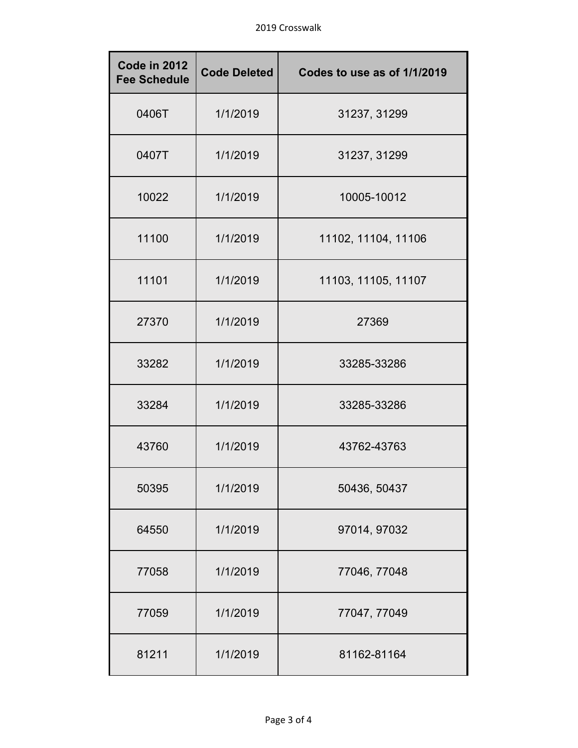| Code in 2012 Fee Schedule | Code Deleted | Codes to use as of 1/1/2019 |
|---|---|---|
| 0406T | 1/1/2019 | 31237, 31299 |
| 0407T | 1/1/2019 | 31237, 31299 |
| 10022 | 1/1/2019 | 10005-10012 |
| 11100 | 1/1/2019 | 11102, 11104, 11106 |
| 11101 | 1/1/2019 | 11103, 11105, 11107 |
| 27370 | 1/1/2019 | 27369 |
| 33282 | 1/1/2019 | 33285-33286 |
| 33284 | 1/1/2019 | 33285-33286 |
| 43760 | 1/1/2019 | 43762-43763 |
| 50395 | 1/1/2019 | 50436, 50437 |
| 64550 | 1/1/2019 | 97014, 97032 |
| 77058 | 1/1/2019 | 77046, 77048 |
| 77059 | 1/1/2019 | 77047, 77049 |
| 81211 | 1/1/2019 | 81162-81164 |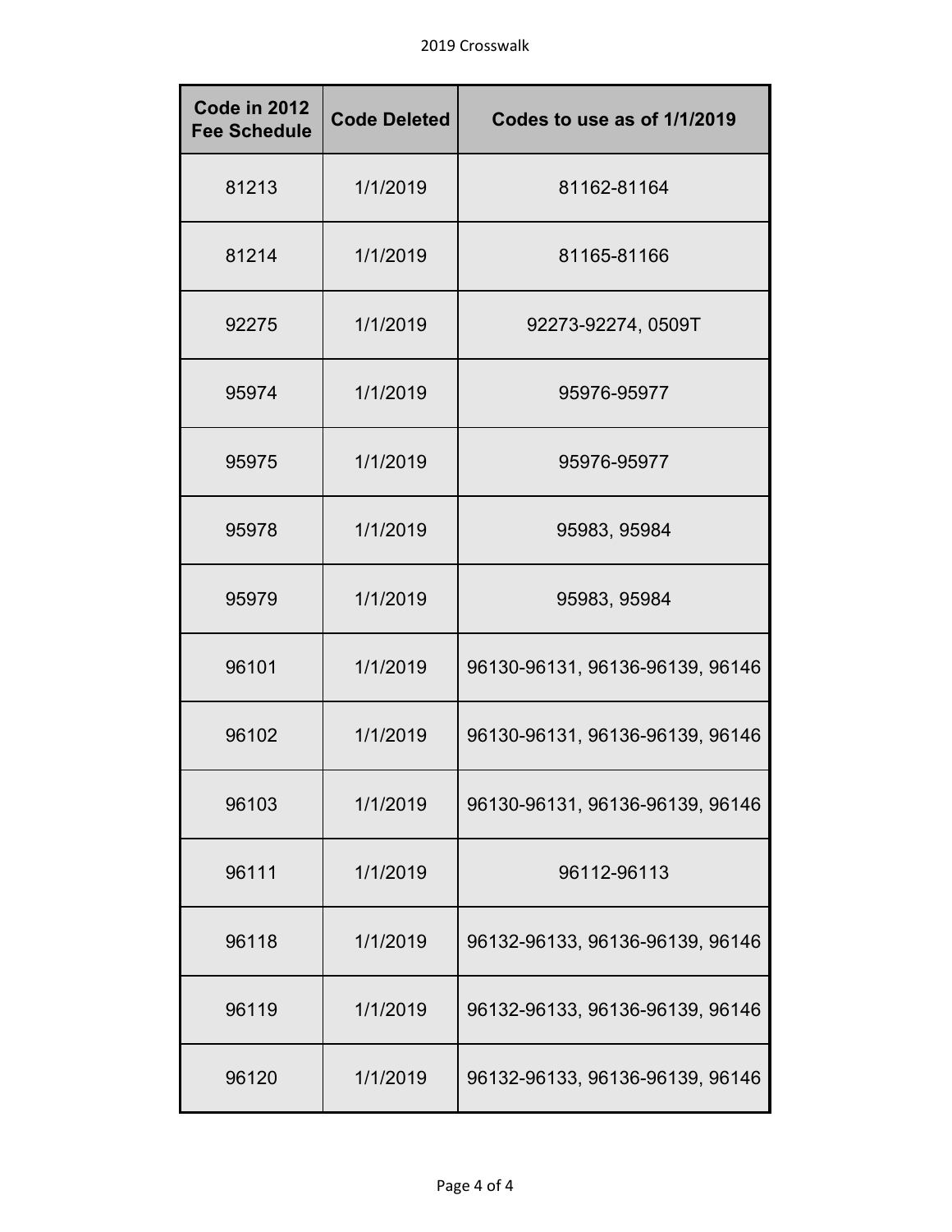| Code in 2012 Fee Schedule | Code Deleted | Codes to use as of 1/1/2019 |
|---|---|---|
| 81213 | 1/1/2019 | 81162-81164 |
| 81214 | 1/1/2019 | 81165-81166 |
| 92275 | 1/1/2019 | 92273-92274, 0509T |
| 95974 | 1/1/2019 | 95976-95977 |
| 95975 | 1/1/2019 | 95976-95977 |
| 95978 | 1/1/2019 | 95983, 95984 |
| 95979 | 1/1/2019 | 95983, 95984 |
| 96101 | 1/1/2019 | 96130-96131, 96136-96139, 96146 |
| 96102 | 1/1/2019 | 96130-96131, 96136-96139, 96146 |
| 96103 | 1/1/2019 | 96130-96131, 96136-96139, 96146 |
| 96111 | 1/1/2019 | 96112-96113 |
| 96118 | 1/1/2019 | 96132-96133, 96136-96139, 96146 |
| 96119 | 1/1/2019 | 96132-96133, 96136-96139, 96146 |
| 96120 | 1/1/2019 | 96132-96133, 96136-96139, 96146 |